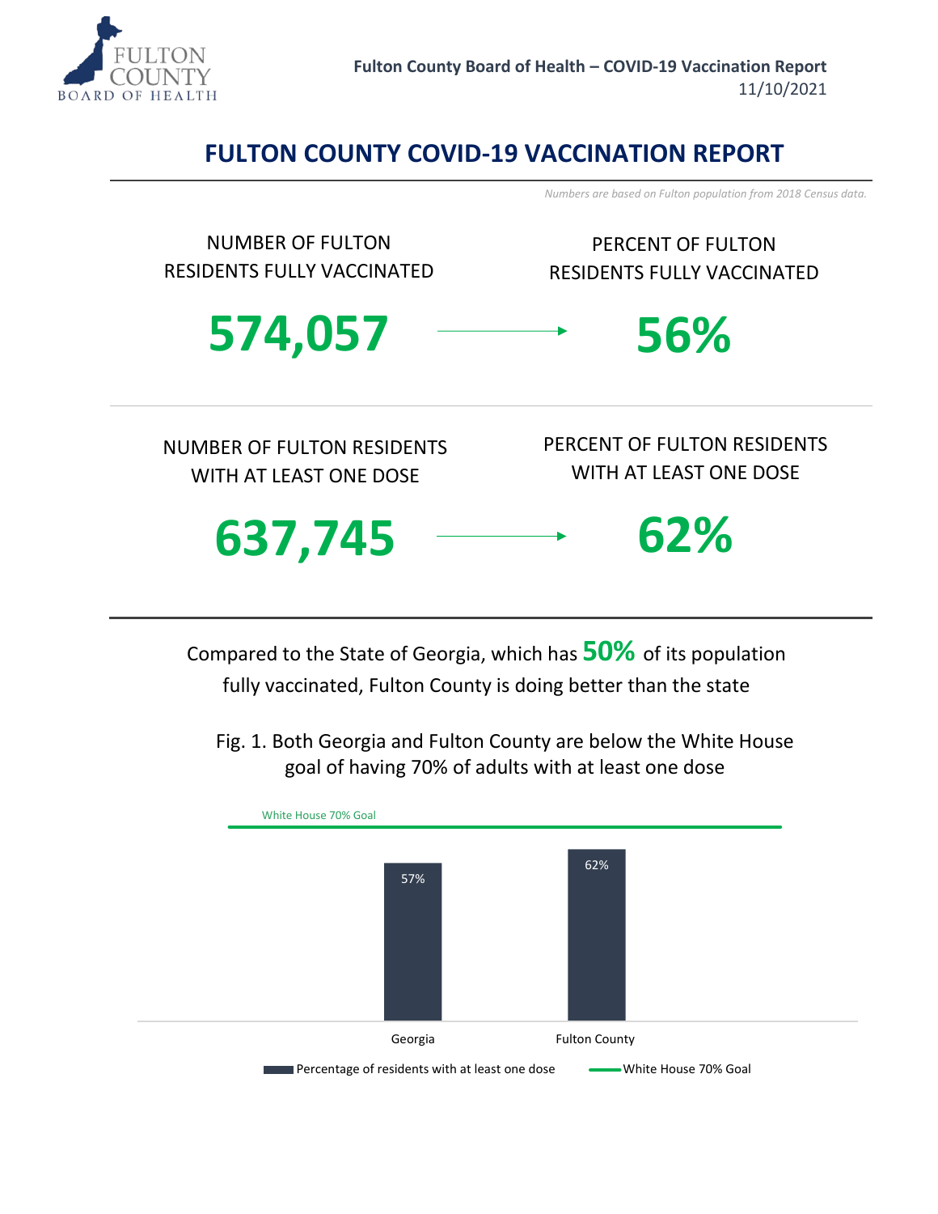# FULTON COUNTY COVID-19 VACCINATION REPORT

Fulton County Board of Health – COVID-19 Vaccination Report
11/10/2021

*Numbers are based on Fulton population from 2018 Census data.*

| NUMBER OF FULTON RESIDENTS FULLY VACCINATED | PERCENT OF FULTON RESIDENTS FULLY VACCINATED |
|---|---|
| **574,057** | **56%** |

| NUMBER OF FULTON RESIDENTS WITH AT LEAST ONE DOSE | PERCENT OF FULTON RESIDENTS WITH AT LEAST ONE DOSE |
|---|---|
| **637,745** | **62%** |

Compared to the State of Georgia, which has **50%** of its population fully vaccinated, Fulton County is doing better than the state

Fig. 1. Both Georgia and Fulton County are below the White House goal of having 70% of adults with at least one dose

| | Percentage of residents with at least one dose | White House 70% Goal |
|---|---|---|
| Georgia | 57% | 70% |
| Fulton County | 62% | 70% |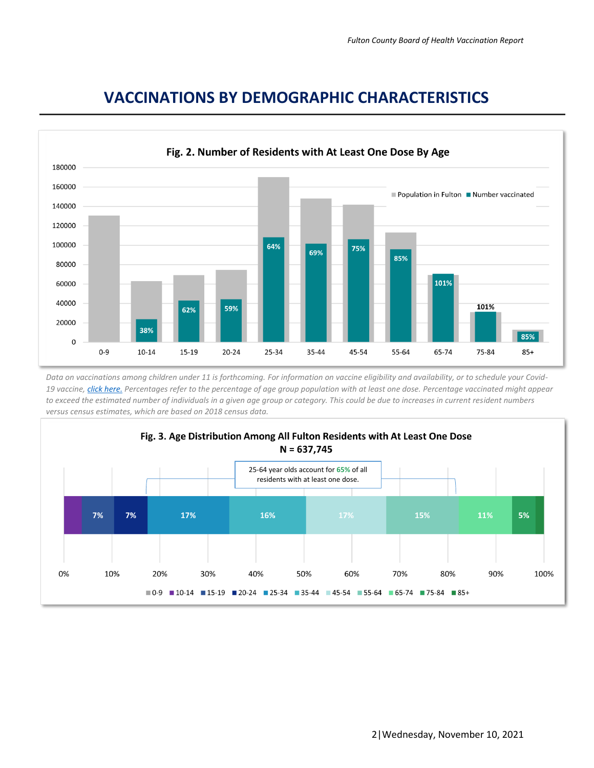# VACCINATIONS BY DEMOGRAPHIC CHARACTERISTICS

**Fig. 2. Number of Residents with At Least One Dose By Age**

| Age | Percentage vaccinated |
|---|---|
| 0-9 | |
| 10-14 | 38% |
| 15-19 | 62% |
| 20-24 | 59% |
| 25-34 | 64% |
| 35-44 | 69% |
| 45-54 | 75% |
| 55-64 | 85% |
| 65-74 | 101% |
| 75-84 | 101% |
| 85+ | 85% |

*Data on vaccinations among children under 11 is forthcoming. For information on vaccine eligibility and availability, or to schedule your Covid-19 vaccine, [click here.](#) Percentages refer to the percentage of age group population with at least one dose. Percentage vaccinated might appear to exceed the estimated number of individuals in a given age group or category. This could be due to increases in current resident numbers versus census estimates, which are based on 2018 census data.*

**Fig. 3. Age Distribution Among All Fulton Residents with At Least One Dose**
**N = 637,745**

25-64 year olds account for 65% of all residents with at least one dose.

| Age | Share |
|---|---|
| 0-9 | |
| 10-14 | |
| 15-19 | 7% |
| 20-24 | 7% |
| 25-34 | 17% |
| 35-44 | 16% |
| 45-54 | 17% |
| 55-64 | 15% |
| 65-74 | 11% |
| 75-84 | 5% |
| 85+ | |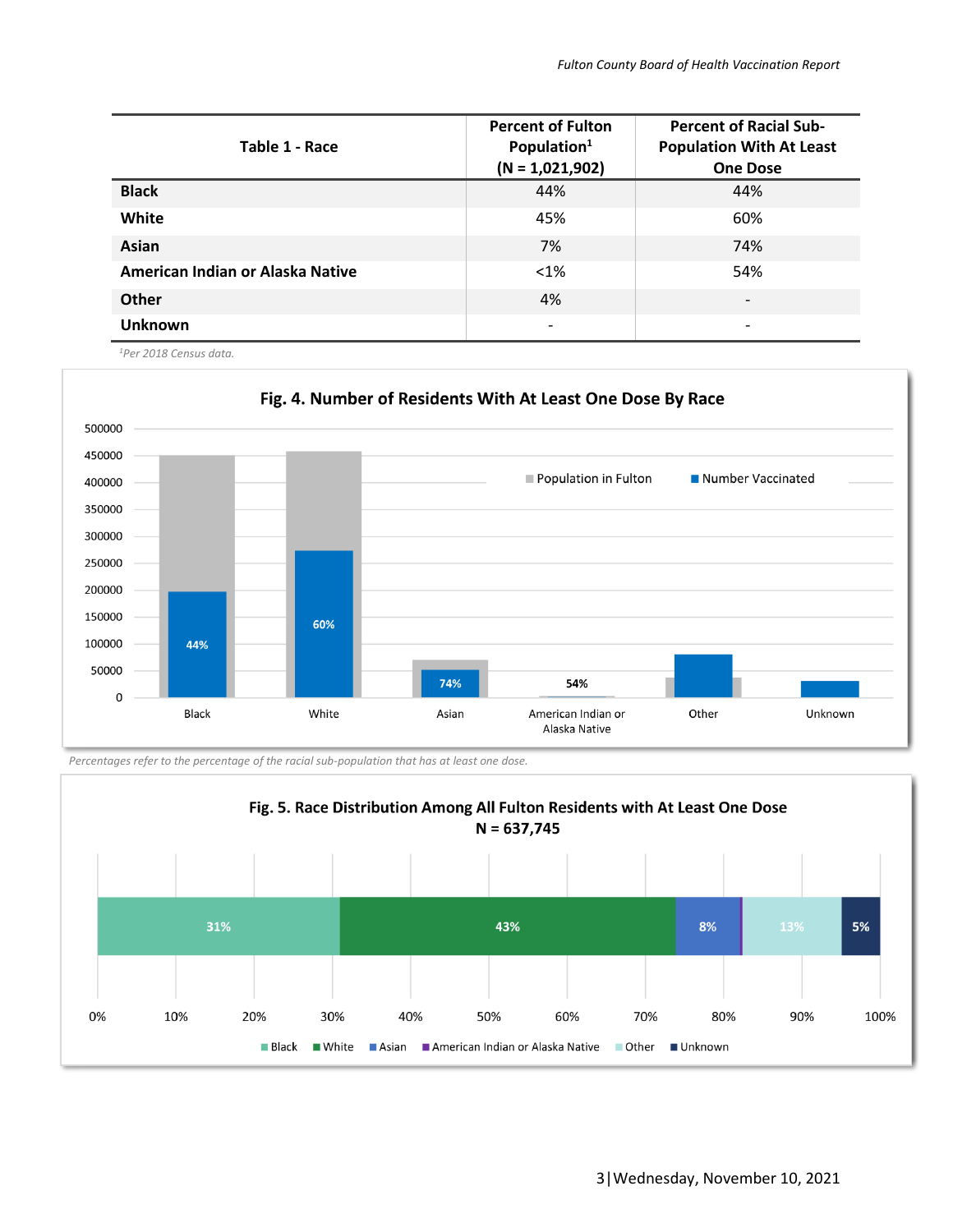| Table 1 - Race | Percent of Fulton Population[1] (N = 1,021,902) | Percent of Racial Sub-Population With At Least One Dose |
|---|---|---|
| **Black** | 44% | 44% |
| **White** | 45% | 60% |
| **Asian** | 7% | 74% |
| **American Indian or Alaska Native** | <1% | 54% |
| **Other** | 4% | - |
| **Unknown** | - | - |

*[1]Per 2018 Census data.*

**Fig. 4. Number of Residents With At Least One Dose By Race**

*Percentages refer to the percentage of the racial sub-population that has at least one dose.*

**Fig. 5. Race Distribution Among All Fulton Residents with At Least One Dose**
**N = 637,745**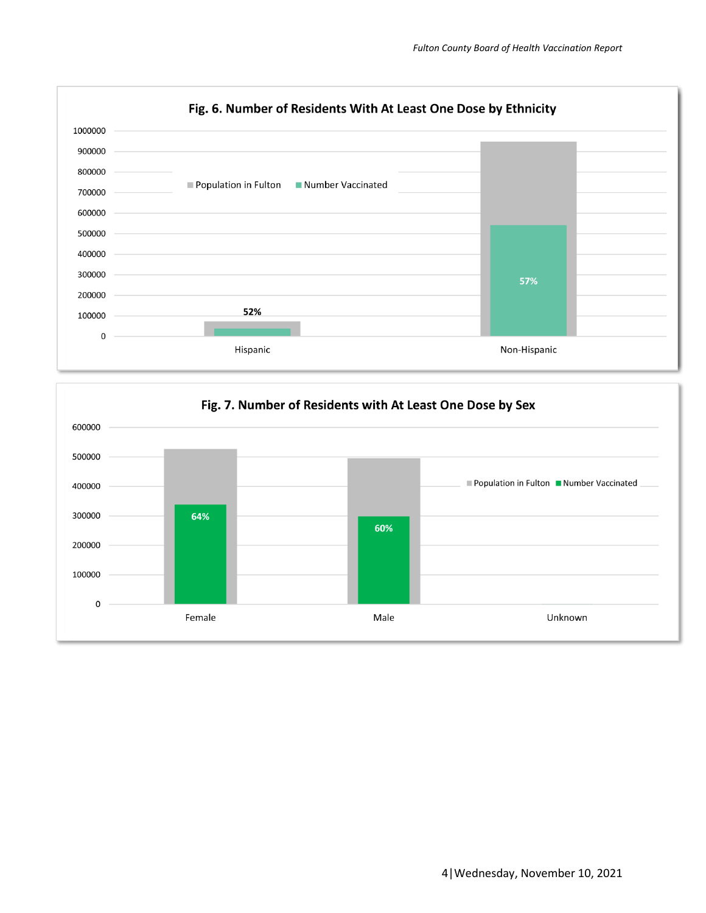**Fig. 6. Number of Residents With At Least One Dose by Ethnicity**

Legend: Population in Fulton, Number Vaccinated

Y-axis: 0, 100000, 200000, 300000, 400000, 500000, 600000, 700000, 800000, 900000, 1000000

| | Hispanic | Non-Hispanic |
|---|---|---|
| % Vaccinated | 52% | 57% |

**Fig. 7. Number of Residents with At Least One Dose by Sex**

Legend: Population in Fulton, Number Vaccinated

Y-axis: 0, 100000, 200000, 300000, 400000, 500000, 600000

| | Female | Male | Unknown |
|---|---|---|---|
| % Vaccinated | 64% | 60% | |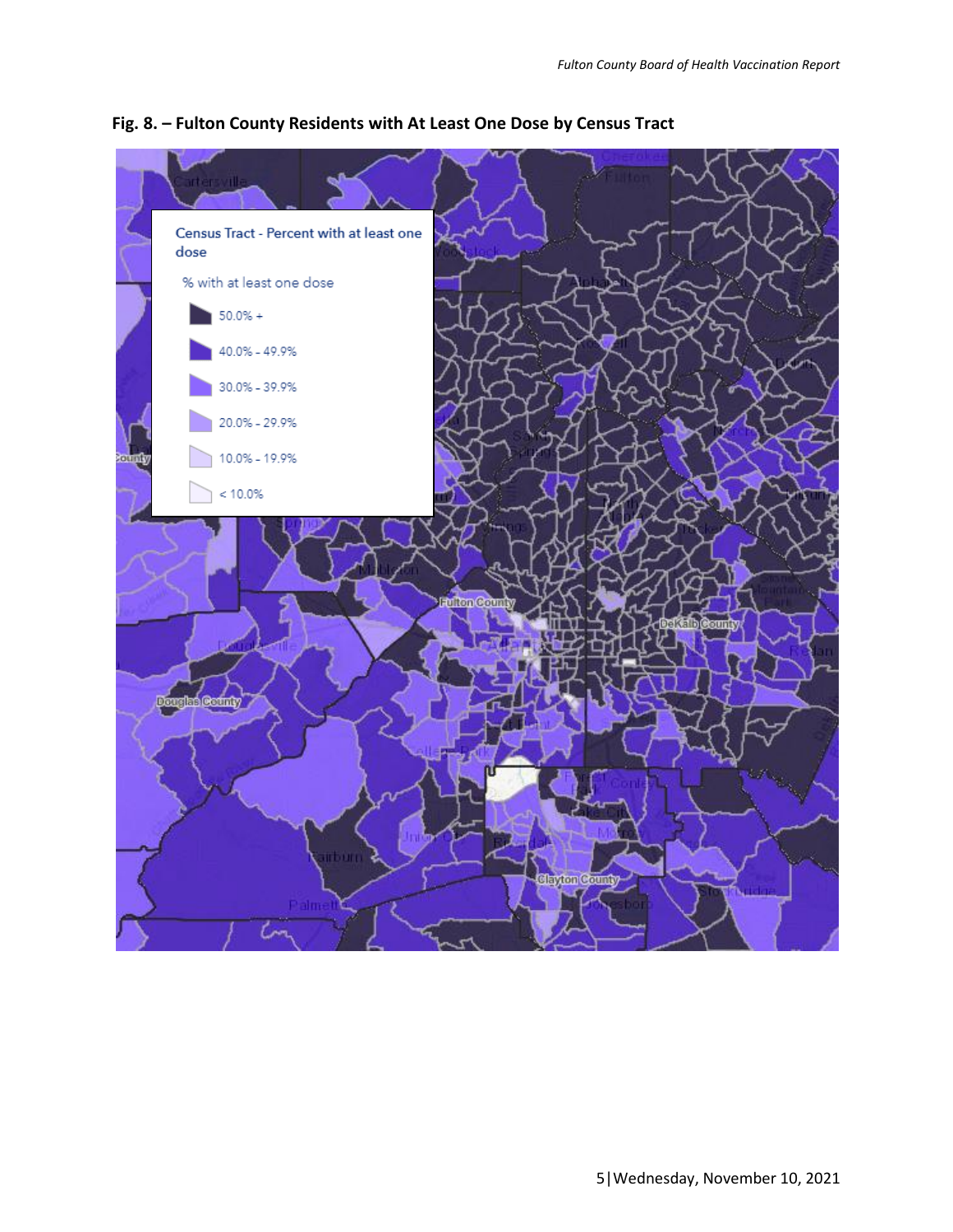**Fig. 8. – Fulton County Residents with At Least One Dose by Census Tract**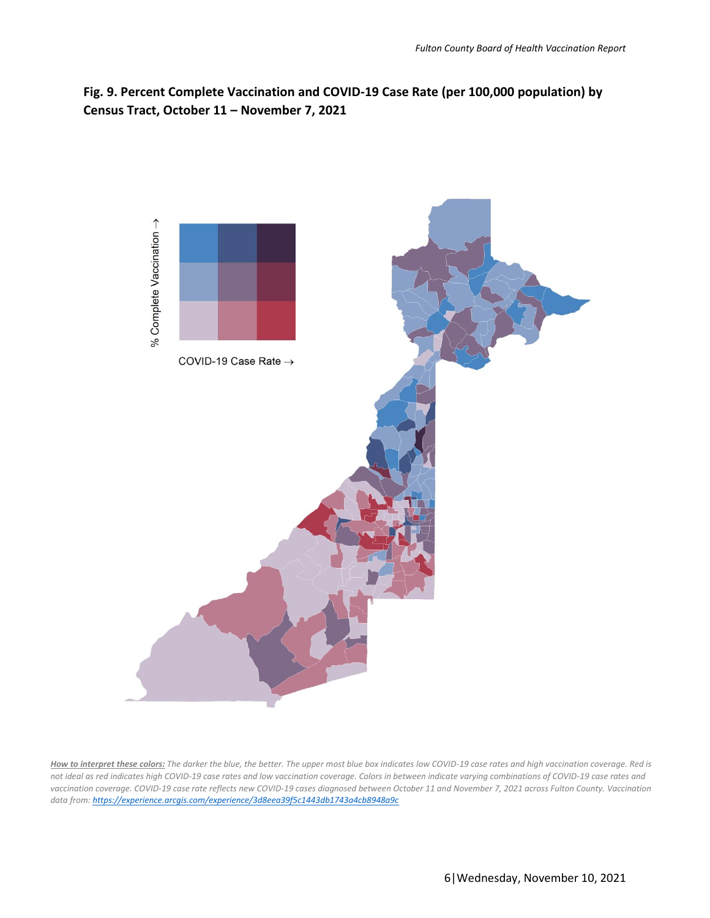**Fig. 9. Percent Complete Vaccination and COVID-19 Case Rate (per 100,000 population) by Census Tract, October 11 – November 7, 2021**

% Complete Vaccination →

COVID-19 Case Rate →

***How to interpret these colors:*** *The darker the blue, the better. The upper most blue box indicates low COVID-19 case rates and high vaccination coverage. Red is not ideal as red indicates high COVID-19 case rates and low vaccination coverage. Colors in between indicate varying combinations of COVID-19 case rates and vaccination coverage. COVID-19 case rate reflects new COVID-19 cases diagnosed between October 11 and November 7, 2021 across Fulton County. Vaccination data from: https://experience.arcgis.com/experience/3d8eea39f5c1443db1743a4cb8948a9c*